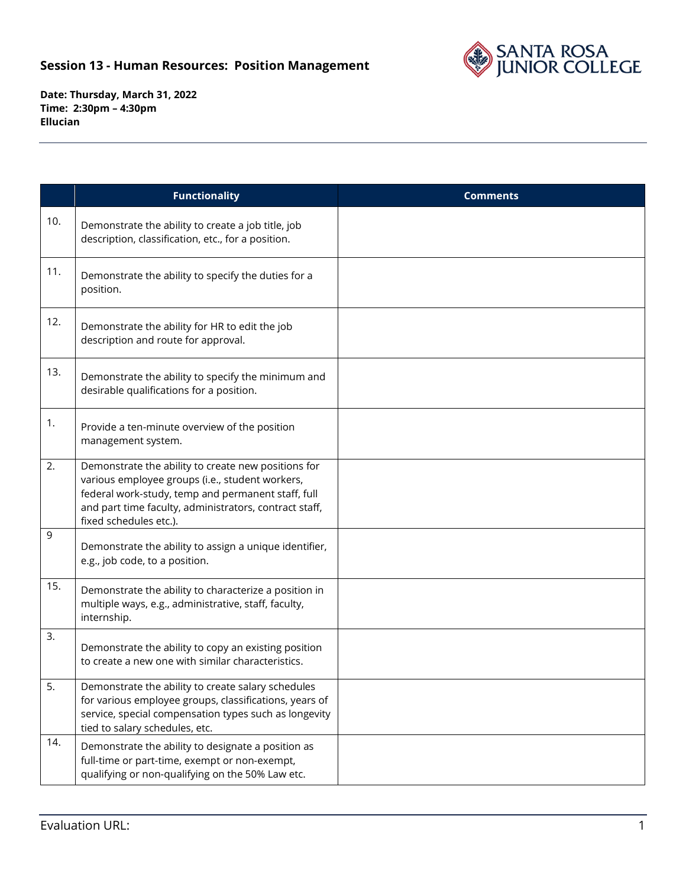## Session 13 - Human Resources: Position Management

**Date: Thursday, March 31, 2022**
**Time: 2:30pm – 4:30pm**
**Ellucian**

| | Functionality | Comments |
|---|---|---|
| 10. | Demonstrate the ability to create a job title, job description, classification, etc., for a position. | |
| 11. | Demonstrate the ability to specify the duties for a position. | |
| 12. | Demonstrate the ability for HR to edit the job description and route for approval. | |
| 13. | Demonstrate the ability to specify the minimum and desirable qualifications for a position. | |
| 1. | Provide a ten-minute overview of the position management system. | |
| 2. | Demonstrate the ability to create new positions for various employee groups (i.e., student workers, federal work-study, temp and permanent staff, full and part time faculty, administrators, contract staff, fixed schedules etc.). | |
| 9 | Demonstrate the ability to assign a unique identifier, e.g., job code, to a position. | |
| 15. | Demonstrate the ability to characterize a position in multiple ways, e.g., administrative, staff, faculty, internship. | |
| 3. | Demonstrate the ability to copy an existing position to create a new one with similar characteristics. | |
| 5. | Demonstrate the ability to create salary schedules for various employee groups, classifications, years of service, special compensation types such as longevity tied to salary schedules, etc. | |
| 14. | Demonstrate the ability to designate a position as full-time or part-time, exempt or non-exempt, qualifying or non-qualifying on the 50% Law etc. | |

Evaluation URL: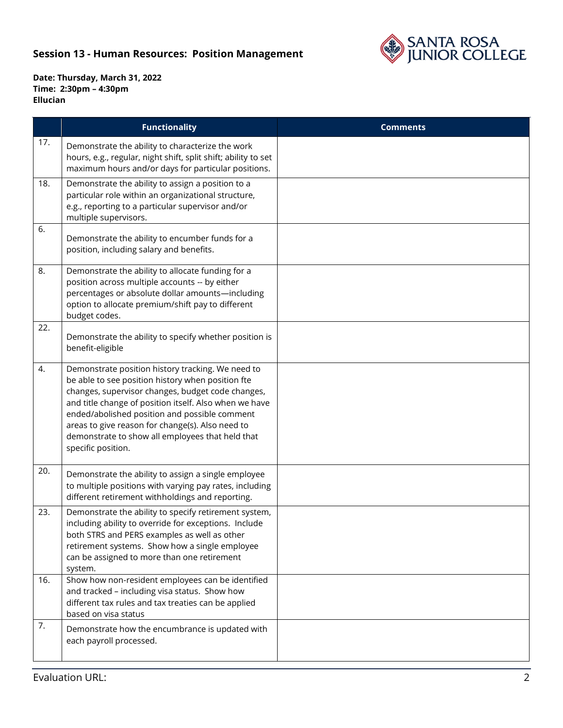## Session 13 - Human Resources: Position Management

**Date: Thursday, March 31, 2022**
**Time: 2:30pm – 4:30pm**
**Ellucian**

| | Functionality | Comments |
|---|---|---|
| 17. | Demonstrate the ability to characterize the work hours, e.g., regular, night shift, split shift; ability to set maximum hours and/or days for particular positions. | |
| 18. | Demonstrate the ability to assign a position to a particular role within an organizational structure, e.g., reporting to a particular supervisor and/or multiple supervisors. | |
| 6. | Demonstrate the ability to encumber funds for a position, including salary and benefits. | |
| 8. | Demonstrate the ability to allocate funding for a position across multiple accounts -- by either percentages or absolute dollar amounts—including option to allocate premium/shift pay to different budget codes. | |
| 22. | Demonstrate the ability to specify whether position is benefit-eligible | |
| 4. | Demonstrate position history tracking. We need to be able to see position history when position fte changes, supervisor changes, budget code changes, and title change of position itself. Also when we have ended/abolished position and possible comment areas to give reason for change(s). Also need to demonstrate to show all employees that held that specific position. | |
| 20. | Demonstrate the ability to assign a single employee to multiple positions with varying pay rates, including different retirement withholdings and reporting. | |
| 23. | Demonstrate the ability to specify retirement system, including ability to override for exceptions. Include both STRS and PERS examples as well as other retirement systems. Show how a single employee can be assigned to more than one retirement system. | |
| 16. | Show how non-resident employees can be identified and tracked – including visa status. Show how different tax rules and tax treaties can be applied based on visa status | |
| 7. | Demonstrate how the encumbrance is updated with each payroll processed. | |

Evaluation URL: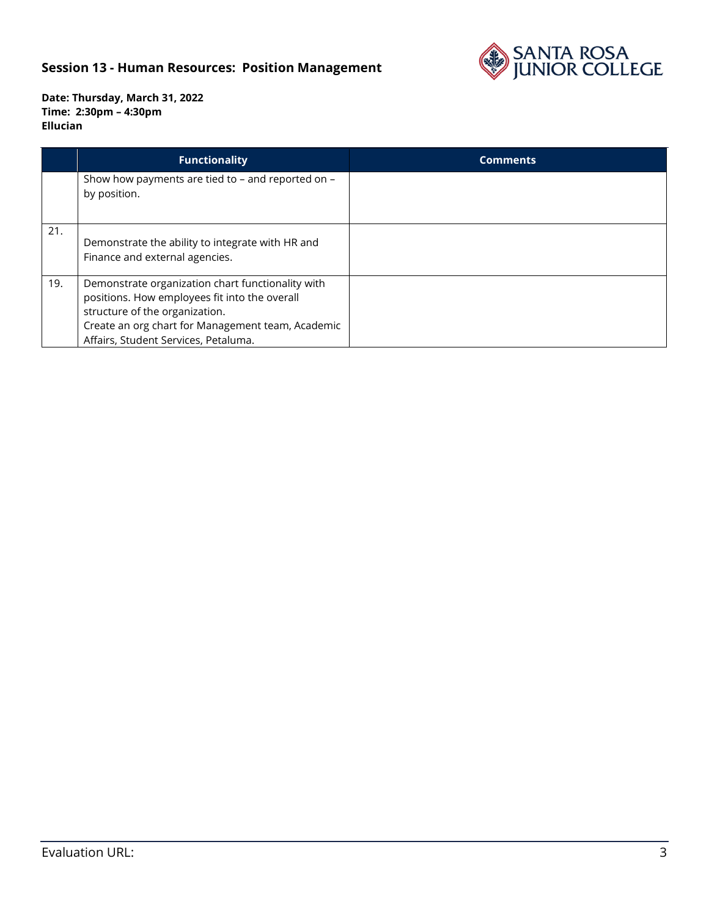**Session 13 - Human Resources: Position Management**

**Date: Thursday, March 31, 2022**
**Time: 2:30pm – 4:30pm**
**Ellucian**

| | Functionality | Comments |
|---|---|---|
| | Show how payments are tied to – and reported on – by position. | |
| 21. | Demonstrate the ability to integrate with HR and Finance and external agencies. | |
| 19. | Demonstrate organization chart functionality with positions. How employees fit into the overall structure of the organization.<br>Create an org chart for Management team, Academic Affairs, Student Services, Petaluma. | |

Evaluation URL: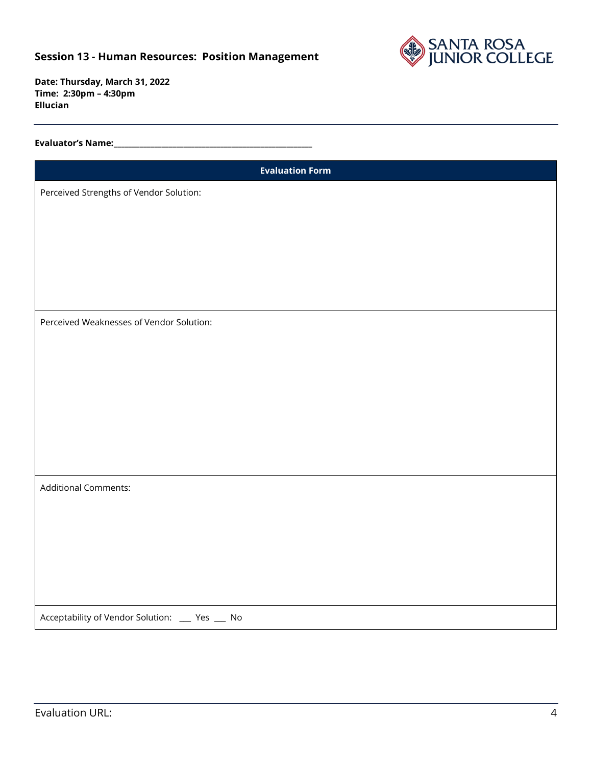## Session 13 - Human Resources: Position Management

**Date: Thursday, March 31, 2022**
**Time: 2:30pm – 4:30pm**
**Ellucian**

---

**Evaluator's Name:**___________________________________________________

| Evaluation Form |
|---|
| Perceived Strengths of Vendor Solution: |
| Perceived Weaknesses of Vendor Solution: |
| Additional Comments: |
| Acceptability of Vendor Solution: ___ Yes ___ No |

Evaluation URL: